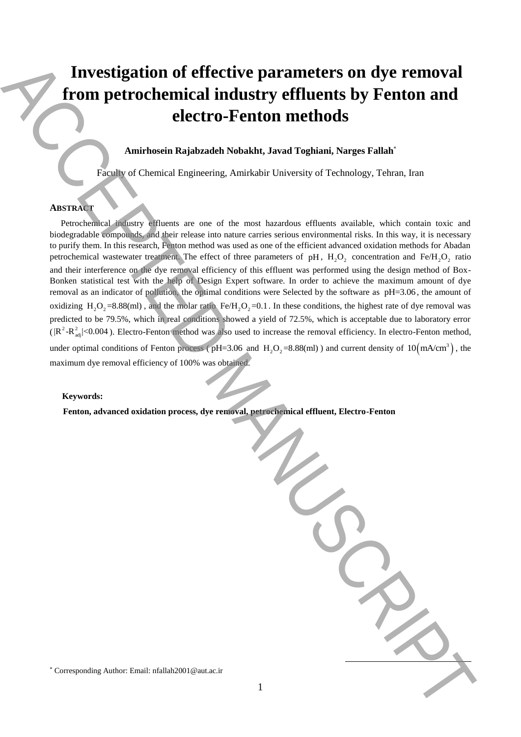# Investigation of effective parameters on dye removal from petrochemical industry effluents by Fenton and electro-Fenton methods

**Amirhosein Rajabzadeh Nobakht, Javad Toghiani, Narges Fallah***

Faculty of Chemical Engineering, Amirkabir University of Technology, Tehran, Iran

## ABSTRACT

Petrochemical industry effluents are one of the most hazardous effluents available, which contain toxic and biodegradable compounds, and their release into nature carries serious environmental risks. In this way, it is necessary to purify them. In this research, Fenton method was used as one of the efficient advanced oxidation methods for Abadan petrochemical wastewater treatment. The effect of three parameters of $pH$, $H_2O_2$ concentration and $Fe/H_2O_2$ ratio and their interference on the dye removal efficiency of this effluent was performed using the design method of Box-Bonken statistical test with the help of Design Expert software. In order to achieve the maximum amount of dye removal as an indicator of pollution, the optimal conditions were Selected by the software as $pH=3.06$, the amount of oxidizing $H_2O_2=8.88(ml)$, and the molar ratio $Fe/H_2O_2=0.1$. In these conditions, the highest rate of dye removal was predicted to be 79.5%, which in real conditions showed a yield of 72.5%, which is acceptable due to laboratory error ($|R^2-R^2_{adj}|<0.004$). Electro-Fenton method was also used to increase the removal efficiency. In electro-Fenton method, under optimal conditions of Fenton process ($pH=3.06$ and $H_2O_2=8.88(ml)$) and current density of $10\left(mA/cm^3\right)$, the maximum dye removal efficiency of 100% was obtained.

**Keywords:**

**Fenton, advanced oxidation process, dye removal, petrochemical effluent, Electro-Fenton**

* Corresponding Author: Email: nfallah2001@aut.ac.ir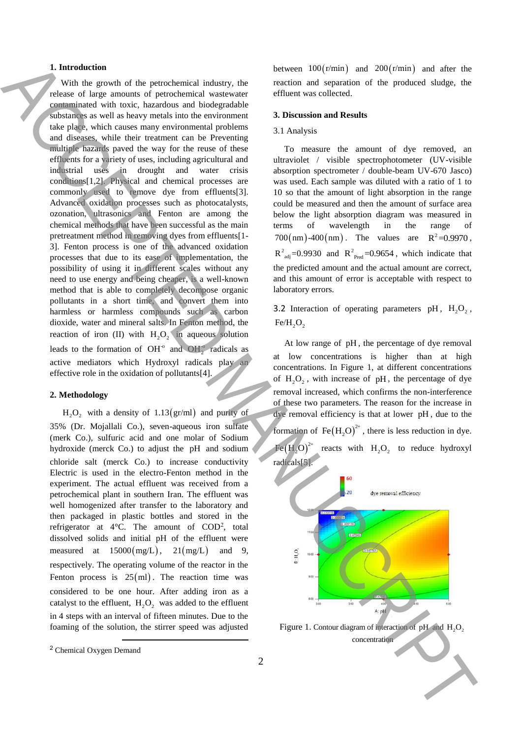## 1. Introduction

With the growth of the petrochemical industry, the release of large amounts of petrochemical wastewater contaminated with toxic, hazardous and biodegradable substances as well as heavy metals into the environment take place, which causes many environmental problems and diseases, while their treatment can be Preventing multiple hazards paved the way for the reuse of these effluents for a variety of uses, including agricultural and industrial uses in drought and water crisis conditions[1,2]. Physical and chemical processes are commonly used to remove dye from effluents[3]. Advanced oxidation processes such as photocatalysts, ozonation, ultrasonics and Fenton are among the chemical methods that have been successful as the main pretreatment method in removing dyes from effluents[1-3]. Fenton process is one of the advanced oxidation processes that due to its ease of implementation, the possibility of using it in different scales without any need to use energy and being cheaper, is a well-known method that is able to completely decompose organic pollutants in a short time, and convert them into harmless or harmless compounds such as carbon dioxide, water and mineral salts. In Fenton method, the reaction of iron (II) with $H_2O_2$ in aqueous solution leads to the formation of $OH^{\circ}$ and $OH_2^{\circ}$ radicals as active mediators which Hydroxyl radicals play an effective role in the oxidation of pollutants[4].

## 2. Methodology

$H_2O_2$ with a density of $1.13(\text{gr/ml})$ and purity of 35% (Dr. Mojallali Co.), seven-aqueous iron sulfate (merk Co.), sulfuric acid and one molar of Sodium hydroxide (merck Co.) to adjust the pH and sodium chloride salt (merck Co.) to increase conductivity Electric is used in the electro-Fenton method in the experiment. The actual effluent was received from a petrochemical plant in southern Iran. The effluent was well homogenized after transfer to the laboratory and then packaged in plastic bottles and stored in the refrigerator at 4°C. The amount of COD[2], total dissolved solids and initial pH of the effluent were measured at $15000(\text{mg/L})$, $21(\text{mg/L})$ and 9, respectively. The operating volume of the reactor in the Fenton process is $25(\text{ml})$. The reaction time was considered to be one hour. After adding iron as a catalyst to the effluent, $H_2O_2$ was added to the effluent in 4 steps with an interval of fifteen minutes. Due to the foaming of the solution, the stirrer speed was adjusted between $100(\text{r/min})$ and $200(\text{r/min})$ and after the reaction and separation of the produced sludge, the effluent was collected.

[2] Chemical Oxygen Demand

## 3. Discussion and Results

### 3.1 Analysis

To measure the amount of dye removed, an ultraviolet / visible spectrophotometer (UV-visible absorption spectrometer / double-beam UV-670 Jasco) was used. Each sample was diluted with a ratio of 1 to 10 so that the amount of light absorption in the range could be measured and then the amount of surface area below the light absorption diagram was measured in terms of wavelength in the range of $700(\text{nm})$-$400(\text{nm})$. The values are $R^2=0.9970$, $R^2_{\text{adj}}=0.9930$ and $R^2_{\text{Pred}}=0.9654$, which indicate that the predicted amount and the actual amount are correct, and this amount of error is acceptable with respect to laboratory errors.

### 3.2 Interaction of operating parameters pH, $H_2O_2$, $Fe/H_2O_2$

At low range of pH, the percentage of dye removal at low concentrations is higher than at high concentrations. In Figure 1, at different concentrations of $H_2O_2$, with increase of pH, the percentage of dye removal increased, which confirms the non-interference of these two parameters. The reason for the increase in dye removal efficiency is that at lower pH, due to the formation of $Fe(H_2O)^{2+}$, there is less reduction in dye. $Fe(H_2O)^{2+}$ reacts with $H_2O_2$ to reduce hydroxyl radicals[5].

Figure 1. Contour diagram of interaction of pH and $H_2O_2$ concentration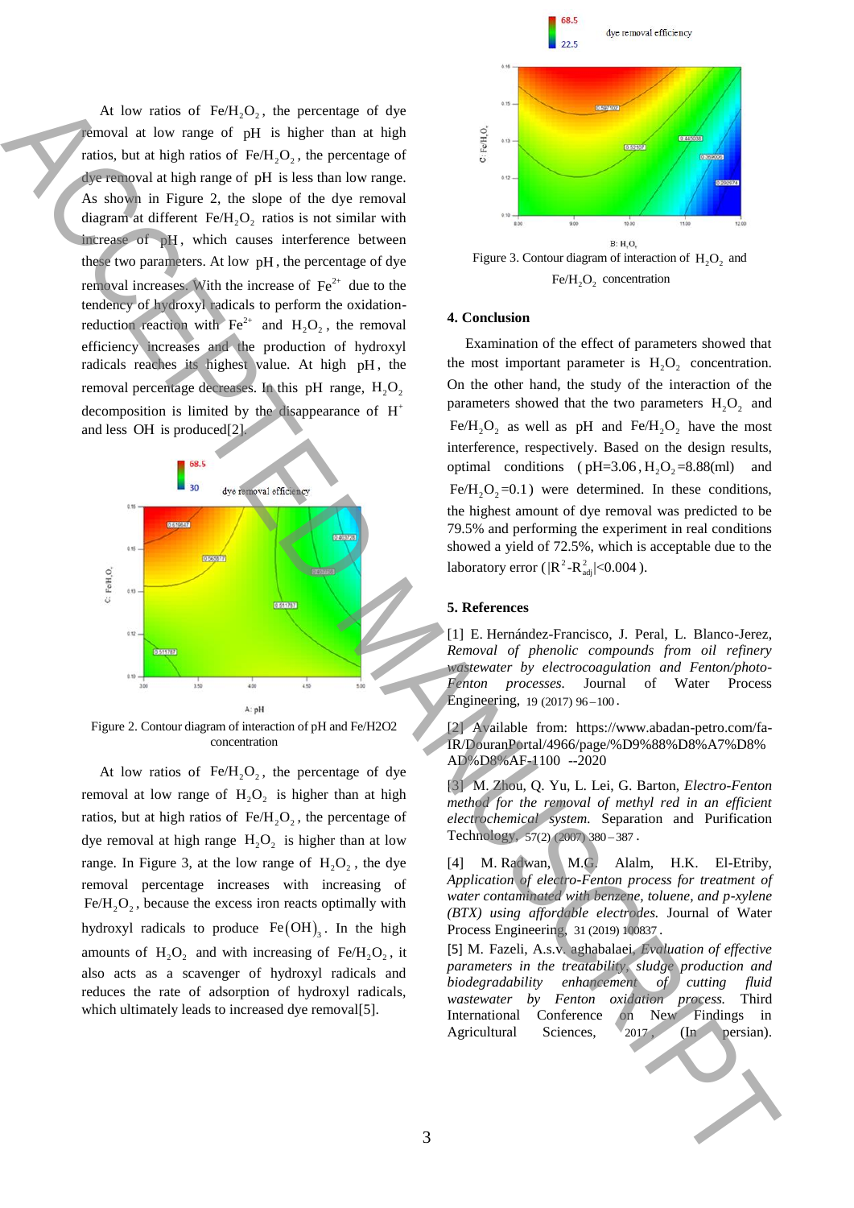At low ratios of $Fe/H_2O_2$, the percentage of dye removal at low range of pH is higher than at high ratios, but at high ratios of $Fe/H_2O_2$, the percentage of dye removal at high range of pH is less than low range. As shown in Figure 2, the slope of the dye removal diagram at different $Fe/H_2O_2$ ratios is not similar with increase of pH, which causes interference between these two parameters. At low pH, the percentage of dye removal increases. With the increase of $Fe^{2+}$ due to the tendency of hydroxyl radicals to perform the oxidation-reduction reaction with $Fe^{2+}$ and $H_2O_2$, the removal efficiency increases and the production of hydroxyl radicals reaches its highest value. At high pH, the removal percentage decreases. In this pH range, $H_2O_2$ decomposition is limited by the disappearance of $H^+$ and less OH is produced[2].

68.5

30

dye removal efficiency

C: Fe/H2O2

A: pH

Figure 2. Contour diagram of interaction of pH and Fe/H2O2 concentration

At low ratios of $Fe/H_2O_2$, the percentage of dye removal at low range of $H_2O_2$ is higher than at high ratios, but at high ratios of $Fe/H_2O_2$, the percentage of dye removal at high range $H_2O_2$ is higher than at low range. In Figure 3, at the low range of $H_2O_2$, the dye removal percentage increases with increasing of $Fe/H_2O_2$, because the excess iron reacts optimally with hydroxyl radicals to produce $Fe(OH)_3$. In the high amounts of $H_2O_2$ and with increasing of $Fe/H_2O_2$, it also acts as a scavenger of hydroxyl radicals and reduces the rate of adsorption of hydroxyl radicals, which ultimately leads to increased dye removal[5].

68.5

22.5

dye removal efficiency

C: Fe/H2O2

B: H2O2

Figure 3. Contour diagram of interaction of $H_2O_2$ and $Fe/H_2O_2$ concentration

## 4. Conclusion

Examination of the effect of parameters showed that the most important parameter is $H_2O_2$ concentration. On the other hand, the study of the interaction of the parameters showed that the two parameters $H_2O_2$ and $Fe/H_2O_2$ as well as pH and $Fe/H_2O_2$ have the most interference, respectively. Based on the design results, optimal conditions ($pH=3.06$, $H_2O_2=8.88$(ml) and $Fe/H_2O_2=0.1$) were determined. In these conditions, the highest amount of dye removal was predicted to be 79.5% and performing the experiment in real conditions showed a yield of 72.5%, which is acceptable due to the laboratory error ($|R^2\text{-}R^2_{adj}|<0.004$).

## 5. References

[1] E. Hernández-Francisco, J. Peral, L. Blanco-Jerez, *Removal of phenolic compounds from oil refinery wastewater by electrocoagulation and Fenton/photo-Fenton processes.* Journal of Water Process Engineering, 19 (2017) 96–100.

[2] Available from: https://www.abadan-petro.com/fa-IR/DouranPortal/4966/page/%D9%88%D8%A7%D8%AD%D8%AF-1100 --2020

[3] M. Zhou, Q. Yu, L. Lei, G. Barton, *Electro-Fenton method for the removal of methyl red in an efficient electrochemical system.* Separation and Purification Technology, 57(2) (2007) 380–387.

[4] M. Radwan, M.G. Alalm, H.K. El-Etriby, *Application of electro-Fenton process for treatment of water contaminated with benzene, toluene, and p-xylene (BTX) using affordable electrodes.* Journal of Water Process Engineering, 31 (2019) 100837.

[5] M. Fazeli, A.s.v. aghabalaei, *Evaluation of effective parameters in the treatability, sludge production and biodegradability enhancement of cutting fluid wastewater by Fenton oxidation process.* Third International Conference on New Findings in Agricultural Sciences, 2017, (In persian).